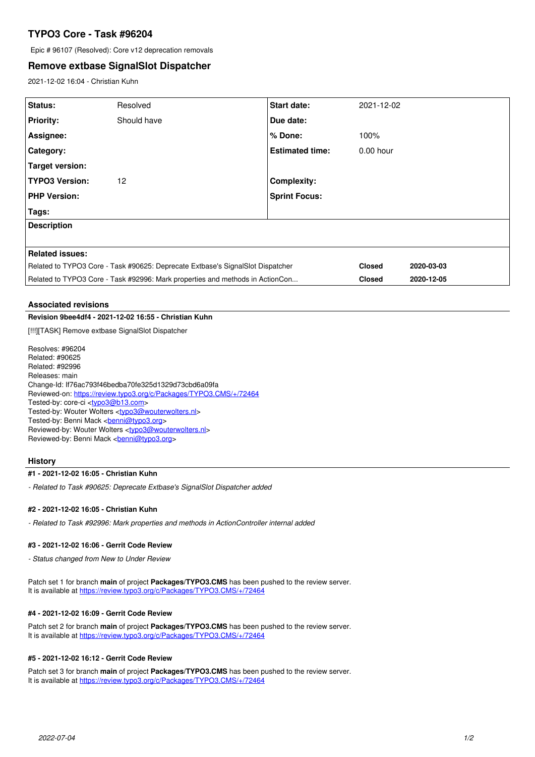# TYPO3 Core - Task #96204

Epic # 96107 (Resolved): Core v12 deprecation removals

## Remove extbase SignalSlot Dispatcher

2021-12-02 16:04 - Christian Kuhn

| **Status:** | Resolved | **Start date:** | 2021-12-02 |
|---|---|---|---|
| **Priority:** | Should have | **Due date:** | |
| **Assignee:** | | **% Done:** | 100% |
| **Category:** | | **Estimated time:** | 0.00 hour |
| **Target version:** | | | |
| **TYPO3 Version:** | 12 | **Complexity:** | |
| **PHP Version:** | | **Sprint Focus:** | |
| **Tags:** | | | |

**Description**

**Related issues:**

| | | |
|---|---|---|
| Related to TYPO3 Core - Task #90625: Deprecate Extbase's SignalSlot Dispatcher | Closed | 2020-03-03 |
| Related to TYPO3 Core - Task #92996: Mark properties and methods in ActionCon... | Closed | 2020-12-05 |

### Associated revisions

**Revision 9bee4df4 - 2021-12-02 16:55 - Christian Kuhn**

[!!!][TASK] Remove extbase SignalSlot Dispatcher

Resolves: #96204
Related: #90625
Related: #92996
Releases: main
Change-Id: If76ac793f46bedba70fe325d1329d73cbd6a09fa
Reviewed-on: https://review.typo3.org/c/Packages/TYPO3.CMS/+/72464
Tested-by: core-ci <typo3@b13.com>
Tested-by: Wouter Wolters <typo3@wouterwolters.nl>
Tested-by: Benni Mack <benni@typo3.org>
Reviewed-by: Wouter Wolters <typo3@wouterwolters.nl>
Reviewed-by: Benni Mack <benni@typo3.org>

### History

**#1 - 2021-12-02 16:05 - Christian Kuhn**

*- Related to Task #90625: Deprecate Extbase's SignalSlot Dispatcher added*

**#2 - 2021-12-02 16:05 - Christian Kuhn**

*- Related to Task #92996: Mark properties and methods in ActionController internal added*

**#3 - 2021-12-02 16:06 - Gerrit Code Review**

*- Status changed from New to Under Review*

Patch set 1 for branch **main** of project **Packages/TYPO3.CMS** has been pushed to the review server.
It is available at https://review.typo3.org/c/Packages/TYPO3.CMS/+/72464

**#4 - 2021-12-02 16:09 - Gerrit Code Review**

Patch set 2 for branch **main** of project **Packages/TYPO3.CMS** has been pushed to the review server.
It is available at https://review.typo3.org/c/Packages/TYPO3.CMS/+/72464

**#5 - 2021-12-02 16:12 - Gerrit Code Review**

Patch set 3 for branch **main** of project **Packages/TYPO3.CMS** has been pushed to the review server.
It is available at https://review.typo3.org/c/Packages/TYPO3.CMS/+/72464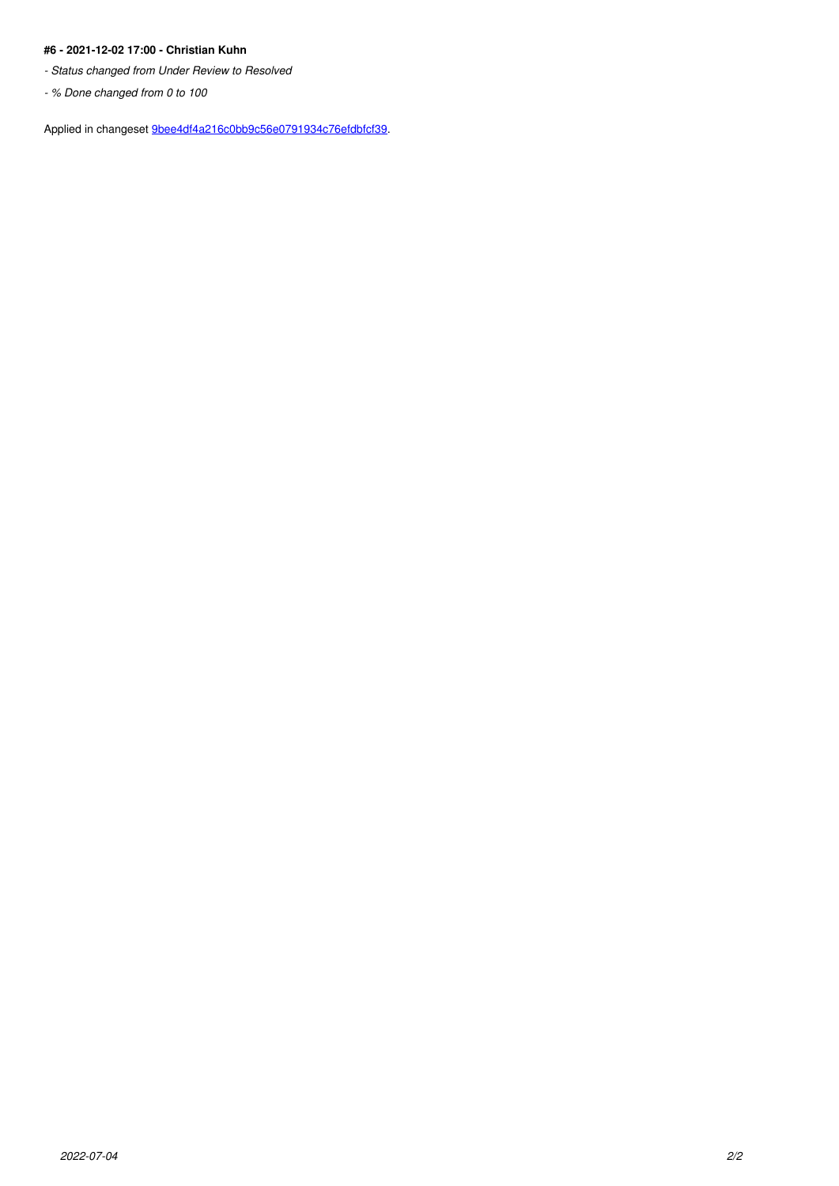**#6 - 2021-12-02 17:00 - Christian Kuhn**

*- Status changed from Under Review to Resolved*

*- % Done changed from 0 to 100*

Applied in changeset 9bee4df4a216c0bb9c56e0791934c76efdbfcf39.